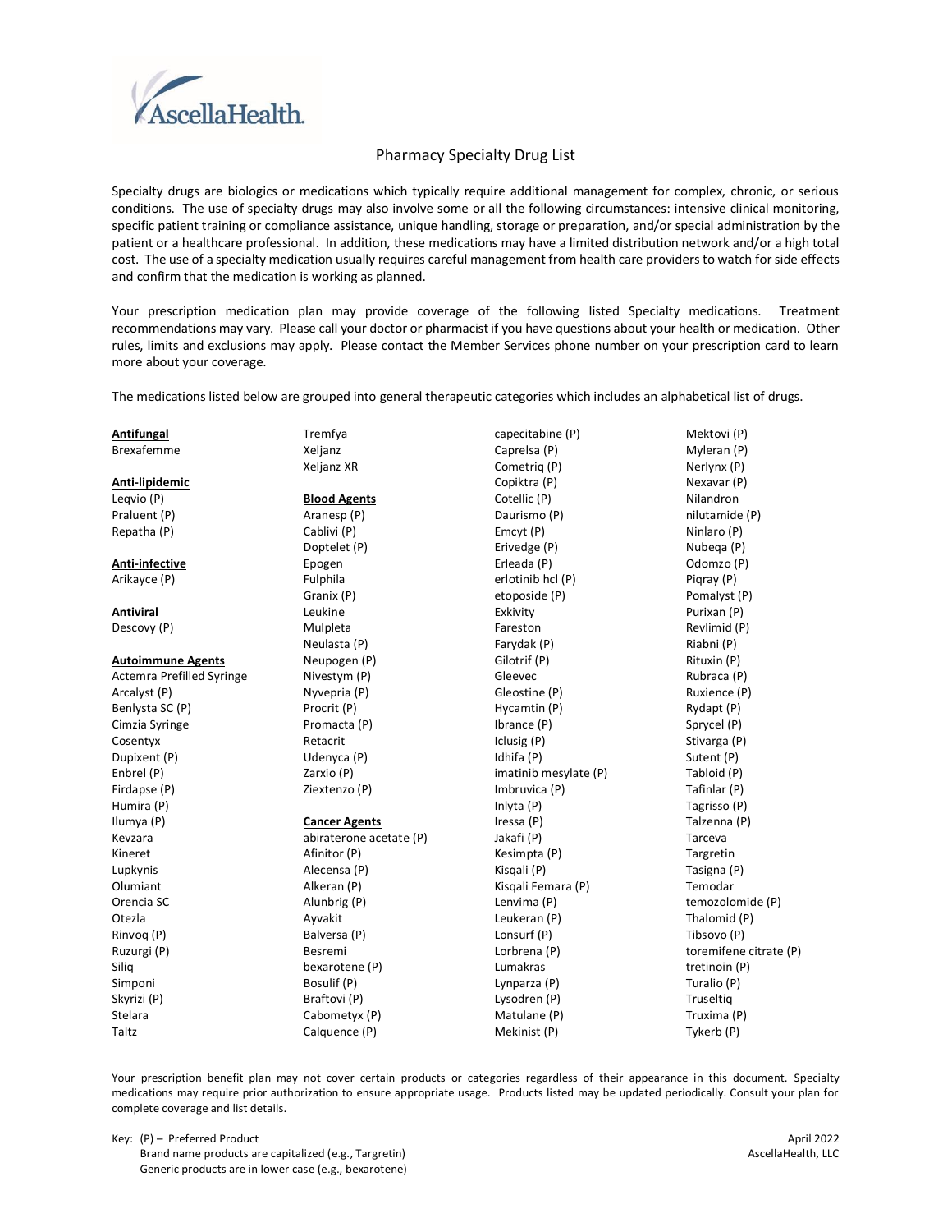AscellaHealth.

# Pharmacy Specialty Drug List

Specialty drugs are biologics or medications which typically require additional management for complex, chronic, or serious conditions. The use of specialty drugs may also involve some or all the following circumstances: intensive clinical monitoring, specific patient training or compliance assistance, unique handling, storage or preparation, and/or special administration by the patient or a healthcare professional. In addition, these medications may have a limited distribution network and/or a high total cost. The use of a specialty medication usually requires careful management from health care providers to watch for side effects and confirm that the medication is working as planned.

Your prescription medication plan may provide coverage of the following listed Specialty medications. Treatment recommendations may vary. Please call your doctor or pharmacist if you have questions about your health or medication. Other rules, limits and exclusions may apply. Please contact the Member Services phone number on your prescription card to learn more about your coverage.

The medications listed below are grouped into general therapeutic categories which includes an alphabetical list of drugs.

**Antifungal**

Brexafemme

**Anti-lipidemic**

Leqvio (P)
Praluent (P)
Repatha (P)

**Anti-infective**

Arikayce (P)

**Antiviral**

Descovy (P)

**Autoimmune Agents**

Actemra Prefilled Syringe
Arcalyst (P)
Benlysta SC (P)
Cimzia Syringe
Cosentyx
Dupixent (P)
Enbrel (P)
Firdapse (P)
Humira (P)
Ilumya (P)
Kevzara
Kineret
Lupkynis
Olumiant
Orencia SC
Otezla
Rinvoq (P)
Ruzurgi (P)
Siliq
Simponi
Skyrizi (P)
Stelara
Taltz
Tremfya
Xeljanz
Xeljanz XR

**Blood Agents**

Aranesp (P)
Cablivi (P)
Doptelet (P)
Epogen
Fulphila
Granix (P)
Leukine
Mulpleta
Neulasta (P)
Neupogen (P)
Nivestym (P)
Nyvepria (P)
Procrit (P)
Promacta (P)
Retacrit
Udenyca (P)
Zarxio (P)
Ziextenzo (P)

**Cancer Agents**

abiraterone acetate (P)
Afinitor (P)
Alecensa (P)
Alkeran (P)
Alunbrig (P)
Ayvakit
Balversa (P)
Besremi
bexarotene (P)
Bosulif (P)
Braftovi (P)
Cabometyx (P)
Calquence (P)
capecitabine (P)
Caprelsa (P)
Cometriq (P)
Copiktra (P)
Cotellic (P)
Daurismo (P)
Emcyt (P)
Erivedge (P)
Erleada (P)
erlotinib hcl (P)
etoposide (P)
Exkivity
Fareston
Farydak (P)
Gilotrif (P)
Gleevec
Gleostine (P)
Hycamtin (P)
Ibrance (P)
Iclusig (P)
Idhifa (P)
imatinib mesylate (P)
Imbruvica (P)
Inlyta (P)
Iressa (P)
Jakafi (P)
Kesimpta (P)
Kisqali (P)
Kisqali Femara (P)
Lenvima (P)
Leukeran (P)
Lonsurf (P)
Lorbrena (P)
Lumakras
Lynparza (P)
Lysodren (P)
Matulane (P)
Mekinist (P)
Mektovi (P)
Myleran (P)
Nerlynx (P)
Nexavar (P)
Nilandron
nilutamide (P)
Ninlaro (P)
Nubeqa (P)
Odomzo (P)
Piqray (P)
Pomalyst (P)
Purixan (P)
Revlimid (P)
Riabni (P)
Rituxin (P)
Rubraca (P)
Ruxience (P)
Rydapt (P)
Sprycel (P)
Stivarga (P)
Sutent (P)
Tabloid (P)
Tafinlar (P)
Tagrisso (P)
Talzenna (P)
Tarceva
Targretin
Tasigna (P)
Temodar
temozolomide (P)
Thalomid (P)
Tibsovo (P)
toremifene citrate (P)
tretinoin (P)
Turalio (P)
Truseltiq
Truxima (P)
Tykerb (P)

Your prescription benefit plan may not cover certain products or categories regardless of their appearance in this document. Specialty medications may require prior authorization to ensure appropriate usage. Products listed may be updated periodically. Consult your plan for complete coverage and list details.

Key: (P) – Preferred Product
Brand name products are capitalized (e.g., Targretin)
Generic products are in lower case (e.g., bexarotene)

April 2022
AscellaHealth, LLC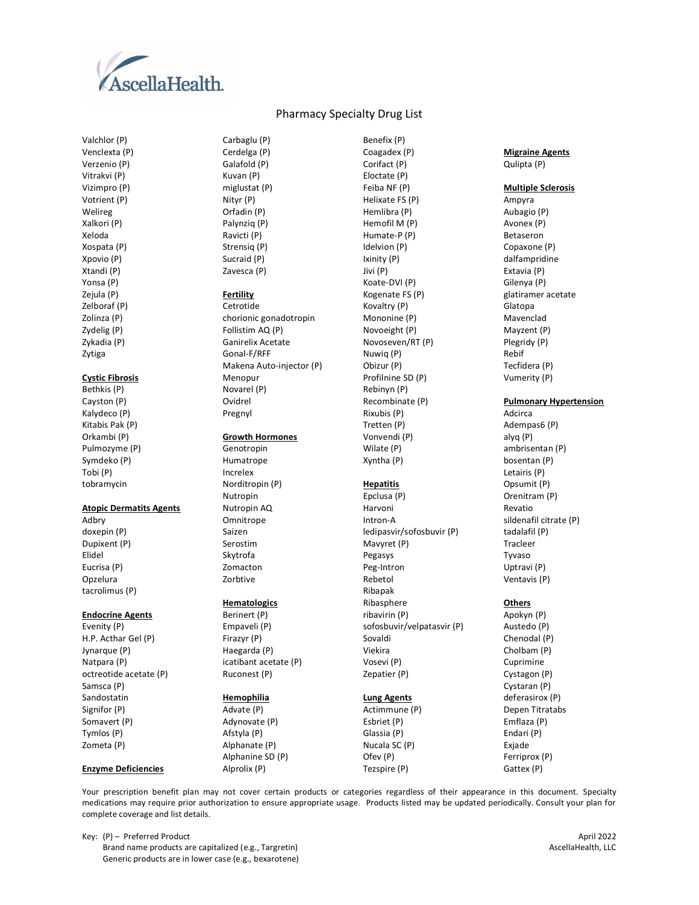# Pharmacy Specialty Drug List

- Valchlor (P)
- Venclexta (P)
- Verzenio (P)
- Vitrakvi (P)
- Vizimpro (P)
- Votrient (P)
- Welireg
- Xalkori (P)
- Xeloda
- Xospata (P)
- Xpovio (P)
- Xtandi (P)
- Yonsa (P)
- Zejula (P)
- Zelboraf (P)
- Zolinza (P)
- Zydelig (P)
- Zykadia (P)
- Zytiga

**Cystic Fibrosis**

- Bethkis (P)
- Cayston (P)
- Kalydeco (P)
- Kitabis Pak (P)
- Orkambi (P)
- Pulmozyme (P)
- Symdeko (P)
- Tobi (P)
- tobramycin

**Atopic Dermatits Agents**

- Adbry
- doxepin (P)
- Dupixent (P)
- Elidel
- Eucrisa (P)
- Opzelura
- tacrolimus (P)

**Endocrine Agents**

- Evenity (P)
- H.P. Acthar Gel (P)
- Jynarque (P)
- Natpara (P)
- octreotide acetate (P)
- Samsca (P)
- Sandostatin
- Signifor (P)
- Somavert (P)
- Tymlos (P)
- Zometa (P)

**Enzyme Deficiencies**

- Carbaglu (P)
- Cerdelga (P)
- Galafold (P)
- Kuvan (P)
- miglustat (P)
- Nityr (P)
- Orfadin (P)
- Palynziq (P)
- Ravicti (P)
- Strensiq (P)
- Sucraid (P)
- Zavesca (P)

**Fertility**

- Cetrotide
- chorionic gonadotropin
- Follistim AQ (P)
- Ganirelix Acetate
- Gonal-F/RFF
- Makena Auto-injector (P)
- Menopur
- Novarel (P)
- Ovidrel
- Pregnyl

**Growth Hormones**

- Genotropin
- Humatrope
- Increlex
- Norditropin (P)
- Nutropin
- Nutropin AQ
- Omnitrope
- Saizen
- Serostim
- Skytrofa
- Zomacton
- Zorbtive

**Hematologics**

- Berinert (P)
- Empaveli (P)
- Firazyr (P)
- Haegarda (P)
- icatibant acetate (P)
- Ruconest (P)

**Hemophilia**

- Advate (P)
- Adynovate (P)
- Afstyla (P)
- Alphanate (P)
- Alphanine SD (P)
- Alprolix (P)
- Benefix (P)
- Coagadex (P)
- Corifact (P)
- Eloctate (P)
- Feiba NF (P)
- Helixate FS (P)
- Hemlibra (P)
- Hemofil M (P)
- Humate-P (P)
- Idelvion (P)
- Ixinity (P)
- Jivi (P)
- Koate-DVI (P)
- Kogenate FS (P)
- Kovaltry (P)
- Mononine (P)
- Novoeight (P)
- Novoseven/RT (P)
- Nuwiq (P)
- Obizur (P)
- Profilnine SD (P)
- Rebinyn (P)
- Recombinate (P)
- Rixubis (P)
- Tretten (P)
- Vonvendi (P)
- Wilate (P)
- Xyntha (P)

**Hepatitis**

- Epclusa (P)
- Harvoni
- Intron-A
- ledipasvir/sofosbuvir (P)
- Mavyret (P)
- Pegasys
- Peg-Intron
- Rebetol
- Ribapak
- Ribasphere
- ribavirin (P)
- sofosbuvir/velpatasvir (P)
- Sovaldi
- Viekira
- Vosevi (P)
- Zepatier (P)

**Lung Agents**

- Actimmune (P)
- Esbriet (P)
- Glassia (P)
- Nucala SC (P)
- Ofev (P)
- Tezspire (P)

**Migraine Agents**

- Qulipta (P)

**Multiple Sclerosis**

- Ampyra
- Aubagio (P)
- Avonex (P)
- Betaseron
- Copaxone (P)
- dalfampridine
- Extavia (P)
- Gilenya (P)
- glatiramer acetate
- Glatopa
- Mavenclad
- Mayzent (P)
- Plegridy (P)
- Rebif
- Tecfidera (P)
- Vumerity (P)

**Pulmonary Hypertension**

- Adcirca
- Adempas6 (P)
- alyq (P)
- ambrisentan (P)
- bosentan (P)
- Letairis (P)
- Opsumit (P)
- Orenitram (P)
- Revatio
- sildenafil citrate (P)
- tadalafil (P)
- Tracleer
- Tyvaso
- Uptravi (P)
- Ventavis (P)

**Others**

- Apokyn (P)
- Austedo (P)
- Chenodal (P)
- Cholbam (P)
- Cuprimine
- Cystagon (P)
- Cystaran (P)
- deferasirox (P)
- Depen Titratabs
- Emflaza (P)
- Endari (P)
- Exjade
- Ferriprox (P)
- Gattex (P)

Your prescription benefit plan may not cover certain products or categories regardless of their appearance in this document. Specialty medications may require prior authorization to ensure appropriate usage. Products listed may be updated periodically. Consult your plan for complete coverage and list details.

Key: (P) – Preferred Product
Brand name products are capitalized (e.g., Targretin)
Generic products are in lower case (e.g., bexarotene)

April 2022
AscellaHealth, LLC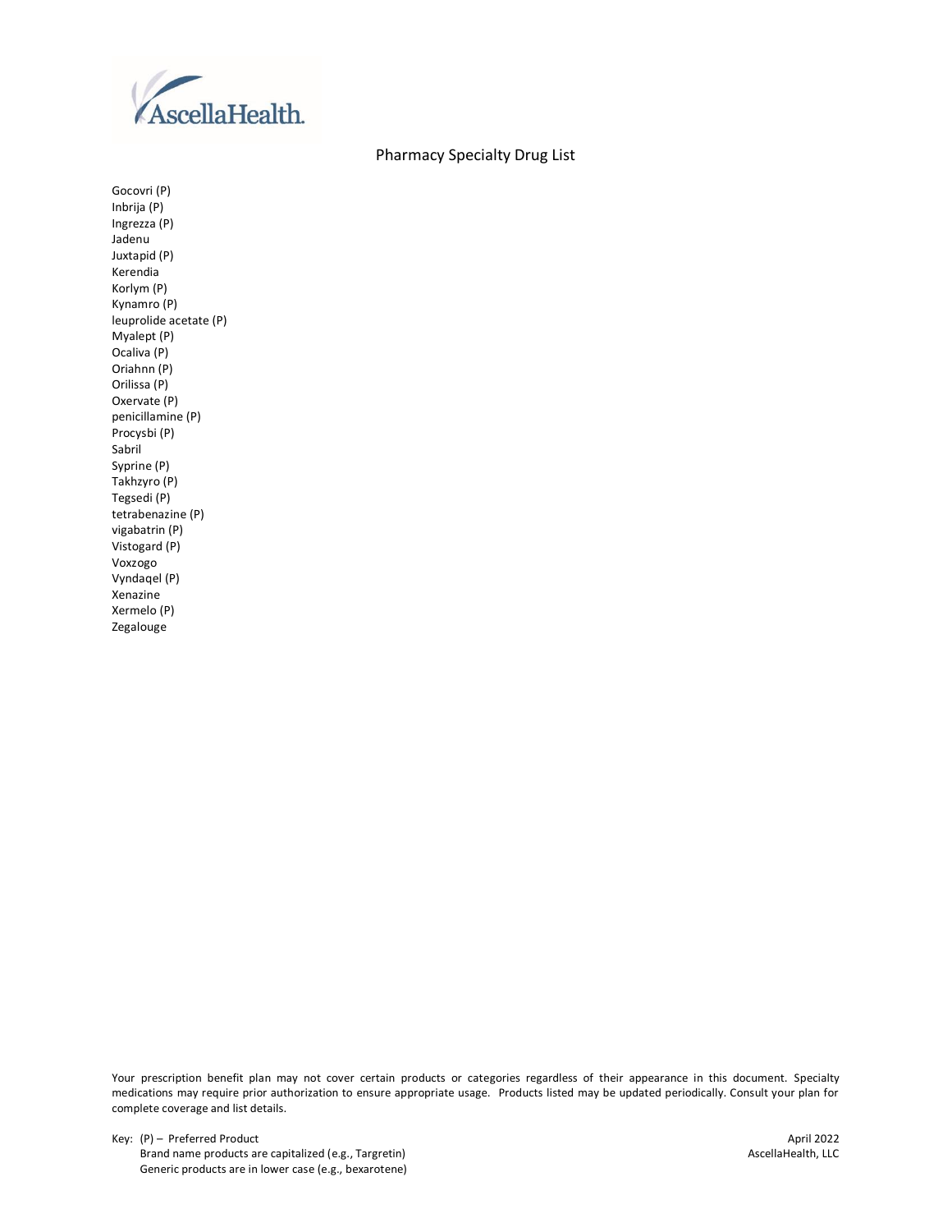Pharmacy Specialty Drug List

Gocovri (P)
Inbrija (P)
Ingrezza (P)
Jadenu
Juxtapid (P)
Kerendia
Korlym (P)
Kynamro (P)
leuprolide acetate (P)
Myalept (P)
Ocaliva (P)
Oriahnn (P)
Orilissa (P)
Oxervate (P)
penicillamine (P)
Procysbi (P)
Sabril
Syprine (P)
Takhzyro (P)
Tegsedi (P)
tetrabenazine (P)
vigabatrin (P)
Vistogard (P)
Voxzogo
Vyndaqel (P)
Xenazine
Xermelo (P)
Zegalouge

Your prescription benefit plan may not cover certain products or categories regardless of their appearance in this document. Specialty medications may require prior authorization to ensure appropriate usage. Products listed may be updated periodically. Consult your plan for complete coverage and list details.

Key: (P) – Preferred Product
Brand name products are capitalized (e.g., Targretin)
Generic products are in lower case (e.g., bexarotene)

April 2022
AscellaHealth, LLC